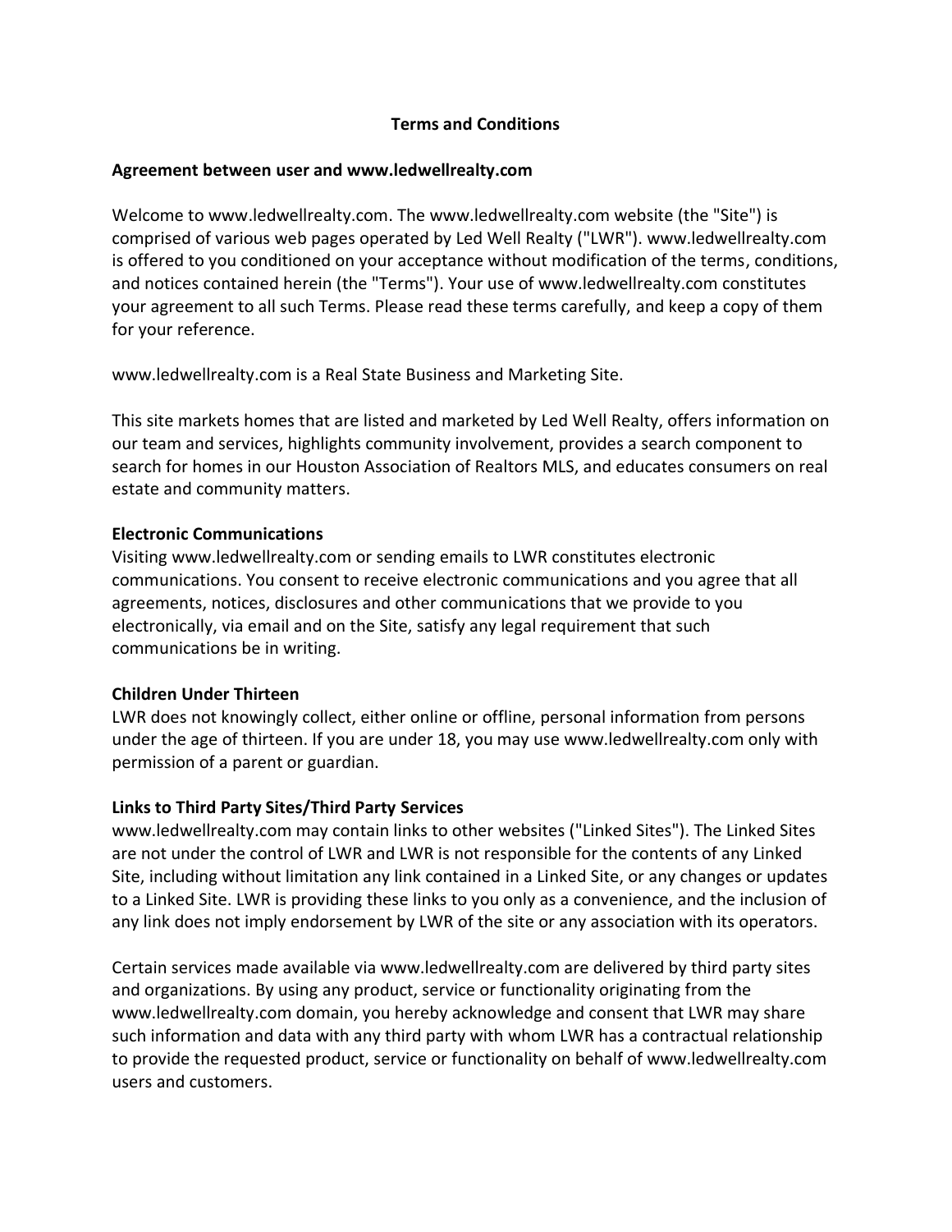# Terms and Conditions

## Agreement between user and www.ledwellrealty.com

Welcome to www.ledwellrealty.com. The www.ledwellrealty.com website (the "Site") is comprised of various web pages operated by Led Well Realty ("LWR"). www.ledwellrealty.com is offered to you conditioned on your acceptance without modification of the terms, conditions, and notices contained herein (the "Terms"). Your use of www.ledwellrealty.com constitutes your agreement to all such Terms. Please read these terms carefully, and keep a copy of them for your reference.

www.ledwellrealty.com is a Real State Business and Marketing Site.

This site markets homes that are listed and marketed by Led Well Realty, offers information on our team and services, highlights community involvement, provides a search component to search for homes in our Houston Association of Realtors MLS, and educates consumers on real estate and community matters.

## Electronic Communications

Visiting www.ledwellrealty.com or sending emails to LWR constitutes electronic communications. You consent to receive electronic communications and you agree that all agreements, notices, disclosures and other communications that we provide to you electronically, via email and on the Site, satisfy any legal requirement that such communications be in writing.

## Children Under Thirteen

LWR does not knowingly collect, either online or offline, personal information from persons under the age of thirteen. If you are under 18, you may use www.ledwellrealty.com only with permission of a parent or guardian.

## Links to Third Party Sites/Third Party Services

www.ledwellrealty.com may contain links to other websites ("Linked Sites"). The Linked Sites are not under the control of LWR and LWR is not responsible for the contents of any Linked Site, including without limitation any link contained in a Linked Site, or any changes or updates to a Linked Site. LWR is providing these links to you only as a convenience, and the inclusion of any link does not imply endorsement by LWR of the site or any association with its operators.

Certain services made available via www.ledwellrealty.com are delivered by third party sites and organizations. By using any product, service or functionality originating from the www.ledwellrealty.com domain, you hereby acknowledge and consent that LWR may share such information and data with any third party with whom LWR has a contractual relationship to provide the requested product, service or functionality on behalf of www.ledwellrealty.com users and customers.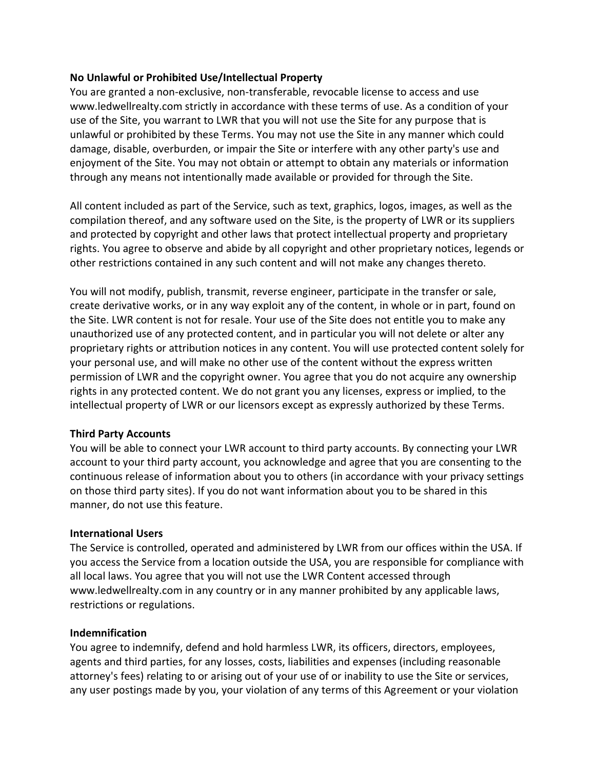**No Unlawful or Prohibited Use/Intellectual Property**

You are granted a non-exclusive, non-transferable, revocable license to access and use www.ledwellrealty.com strictly in accordance with these terms of use. As a condition of your use of the Site, you warrant to LWR that you will not use the Site for any purpose that is unlawful or prohibited by these Terms. You may not use the Site in any manner which could damage, disable, overburden, or impair the Site or interfere with any other party's use and enjoyment of the Site. You may not obtain or attempt to obtain any materials or information through any means not intentionally made available or provided for through the Site.

All content included as part of the Service, such as text, graphics, logos, images, as well as the compilation thereof, and any software used on the Site, is the property of LWR or its suppliers and protected by copyright and other laws that protect intellectual property and proprietary rights. You agree to observe and abide by all copyright and other proprietary notices, legends or other restrictions contained in any such content and will not make any changes thereto.

You will not modify, publish, transmit, reverse engineer, participate in the transfer or sale, create derivative works, or in any way exploit any of the content, in whole or in part, found on the Site. LWR content is not for resale. Your use of the Site does not entitle you to make any unauthorized use of any protected content, and in particular you will not delete or alter any proprietary rights or attribution notices in any content. You will use protected content solely for your personal use, and will make no other use of the content without the express written permission of LWR and the copyright owner. You agree that you do not acquire any ownership rights in any protected content. We do not grant you any licenses, express or implied, to the intellectual property of LWR or our licensors except as expressly authorized by these Terms.

**Third Party Accounts**

You will be able to connect your LWR account to third party accounts. By connecting your LWR account to your third party account, you acknowledge and agree that you are consenting to the continuous release of information about you to others (in accordance with your privacy settings on those third party sites). If you do not want information about you to be shared in this manner, do not use this feature.

**International Users**

The Service is controlled, operated and administered by LWR from our offices within the USA. If you access the Service from a location outside the USA, you are responsible for compliance with all local laws. You agree that you will not use the LWR Content accessed through www.ledwellrealty.com in any country or in any manner prohibited by any applicable laws, restrictions or regulations.

**Indemnification**

You agree to indemnify, defend and hold harmless LWR, its officers, directors, employees, agents and third parties, for any losses, costs, liabilities and expenses (including reasonable attorney's fees) relating to or arising out of your use of or inability to use the Site or services, any user postings made by you, your violation of any terms of this Agreement or your violation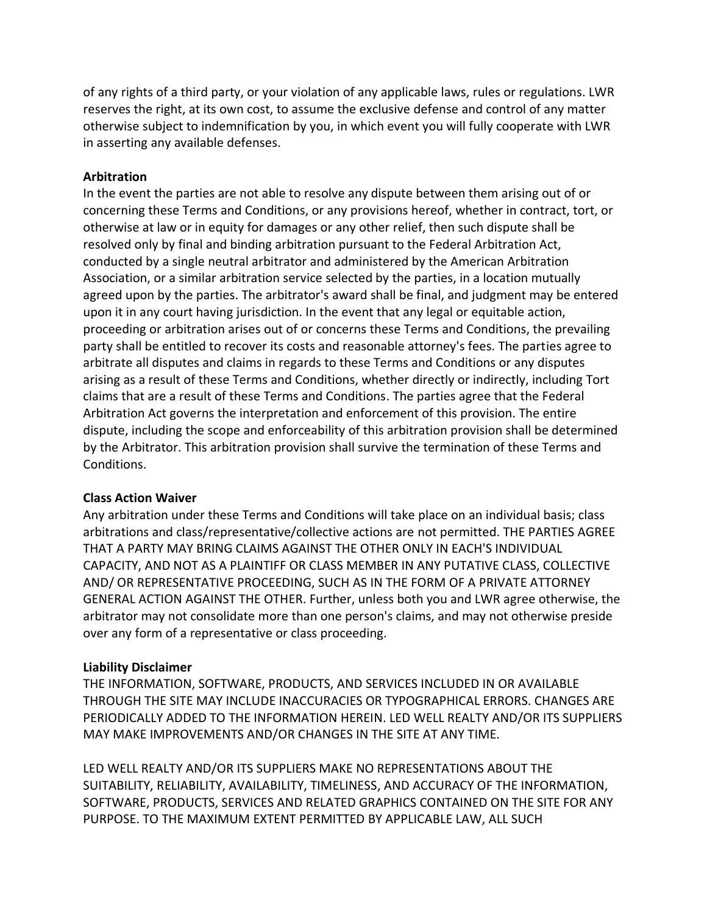of any rights of a third party, or your violation of any applicable laws, rules or regulations. LWR reserves the right, at its own cost, to assume the exclusive defense and control of any matter otherwise subject to indemnification by you, in which event you will fully cooperate with LWR in asserting any available defenses.

**Arbitration**

In the event the parties are not able to resolve any dispute between them arising out of or concerning these Terms and Conditions, or any provisions hereof, whether in contract, tort, or otherwise at law or in equity for damages or any other relief, then such dispute shall be resolved only by final and binding arbitration pursuant to the Federal Arbitration Act, conducted by a single neutral arbitrator and administered by the American Arbitration Association, or a similar arbitration service selected by the parties, in a location mutually agreed upon by the parties. The arbitrator's award shall be final, and judgment may be entered upon it in any court having jurisdiction. In the event that any legal or equitable action, proceeding or arbitration arises out of or concerns these Terms and Conditions, the prevailing party shall be entitled to recover its costs and reasonable attorney's fees. The parties agree to arbitrate all disputes and claims in regards to these Terms and Conditions or any disputes arising as a result of these Terms and Conditions, whether directly or indirectly, including Tort claims that are a result of these Terms and Conditions. The parties agree that the Federal Arbitration Act governs the interpretation and enforcement of this provision. The entire dispute, including the scope and enforceability of this arbitration provision shall be determined by the Arbitrator. This arbitration provision shall survive the termination of these Terms and Conditions.

**Class Action Waiver**

Any arbitration under these Terms and Conditions will take place on an individual basis; class arbitrations and class/representative/collective actions are not permitted. THE PARTIES AGREE THAT A PARTY MAY BRING CLAIMS AGAINST THE OTHER ONLY IN EACH'S INDIVIDUAL CAPACITY, AND NOT AS A PLAINTIFF OR CLASS MEMBER IN ANY PUTATIVE CLASS, COLLECTIVE AND/ OR REPRESENTATIVE PROCEEDING, SUCH AS IN THE FORM OF A PRIVATE ATTORNEY GENERAL ACTION AGAINST THE OTHER. Further, unless both you and LWR agree otherwise, the arbitrator may not consolidate more than one person's claims, and may not otherwise preside over any form of a representative or class proceeding.

**Liability Disclaimer**

THE INFORMATION, SOFTWARE, PRODUCTS, AND SERVICES INCLUDED IN OR AVAILABLE THROUGH THE SITE MAY INCLUDE INACCURACIES OR TYPOGRAPHICAL ERRORS. CHANGES ARE PERIODICALLY ADDED TO THE INFORMATION HEREIN. LED WELL REALTY AND/OR ITS SUPPLIERS MAY MAKE IMPROVEMENTS AND/OR CHANGES IN THE SITE AT ANY TIME.

LED WELL REALTY AND/OR ITS SUPPLIERS MAKE NO REPRESENTATIONS ABOUT THE SUITABILITY, RELIABILITY, AVAILABILITY, TIMELINESS, AND ACCURACY OF THE INFORMATION, SOFTWARE, PRODUCTS, SERVICES AND RELATED GRAPHICS CONTAINED ON THE SITE FOR ANY PURPOSE. TO THE MAXIMUM EXTENT PERMITTED BY APPLICABLE LAW, ALL SUCH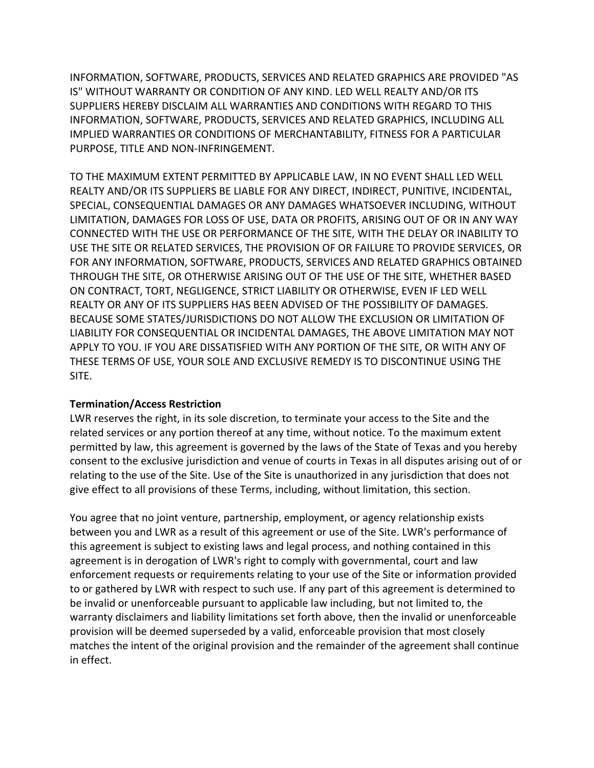INFORMATION, SOFTWARE, PRODUCTS, SERVICES AND RELATED GRAPHICS ARE PROVIDED "AS IS" WITHOUT WARRANTY OR CONDITION OF ANY KIND. LED WELL REALTY AND/OR ITS SUPPLIERS HEREBY DISCLAIM ALL WARRANTIES AND CONDITIONS WITH REGARD TO THIS INFORMATION, SOFTWARE, PRODUCTS, SERVICES AND RELATED GRAPHICS, INCLUDING ALL IMPLIED WARRANTIES OR CONDITIONS OF MERCHANTABILITY, FITNESS FOR A PARTICULAR PURPOSE, TITLE AND NON-INFRINGEMENT.

TO THE MAXIMUM EXTENT PERMITTED BY APPLICABLE LAW, IN NO EVENT SHALL LED WELL REALTY AND/OR ITS SUPPLIERS BE LIABLE FOR ANY DIRECT, INDIRECT, PUNITIVE, INCIDENTAL, SPECIAL, CONSEQUENTIAL DAMAGES OR ANY DAMAGES WHATSOEVER INCLUDING, WITHOUT LIMITATION, DAMAGES FOR LOSS OF USE, DATA OR PROFITS, ARISING OUT OF OR IN ANY WAY CONNECTED WITH THE USE OR PERFORMANCE OF THE SITE, WITH THE DELAY OR INABILITY TO USE THE SITE OR RELATED SERVICES, THE PROVISION OF OR FAILURE TO PROVIDE SERVICES, OR FOR ANY INFORMATION, SOFTWARE, PRODUCTS, SERVICES AND RELATED GRAPHICS OBTAINED THROUGH THE SITE, OR OTHERWISE ARISING OUT OF THE USE OF THE SITE, WHETHER BASED ON CONTRACT, TORT, NEGLIGENCE, STRICT LIABILITY OR OTHERWISE, EVEN IF LED WELL REALTY OR ANY OF ITS SUPPLIERS HAS BEEN ADVISED OF THE POSSIBILITY OF DAMAGES. BECAUSE SOME STATES/JURISDICTIONS DO NOT ALLOW THE EXCLUSION OR LIMITATION OF LIABILITY FOR CONSEQUENTIAL OR INCIDENTAL DAMAGES, THE ABOVE LIMITATION MAY NOT APPLY TO YOU. IF YOU ARE DISSATISFIED WITH ANY PORTION OF THE SITE, OR WITH ANY OF THESE TERMS OF USE, YOUR SOLE AND EXCLUSIVE REMEDY IS TO DISCONTINUE USING THE SITE.

**Termination/Access Restriction**

LWR reserves the right, in its sole discretion, to terminate your access to the Site and the related services or any portion thereof at any time, without notice. To the maximum extent permitted by law, this agreement is governed by the laws of the State of Texas and you hereby consent to the exclusive jurisdiction and venue of courts in Texas in all disputes arising out of or relating to the use of the Site. Use of the Site is unauthorized in any jurisdiction that does not give effect to all provisions of these Terms, including, without limitation, this section.

You agree that no joint venture, partnership, employment, or agency relationship exists between you and LWR as a result of this agreement or use of the Site. LWR's performance of this agreement is subject to existing laws and legal process, and nothing contained in this agreement is in derogation of LWR's right to comply with governmental, court and law enforcement requests or requirements relating to your use of the Site or information provided to or gathered by LWR with respect to such use. If any part of this agreement is determined to be invalid or unenforceable pursuant to applicable law including, but not limited to, the warranty disclaimers and liability limitations set forth above, then the invalid or unenforceable provision will be deemed superseded by a valid, enforceable provision that most closely matches the intent of the original provision and the remainder of the agreement shall continue in effect.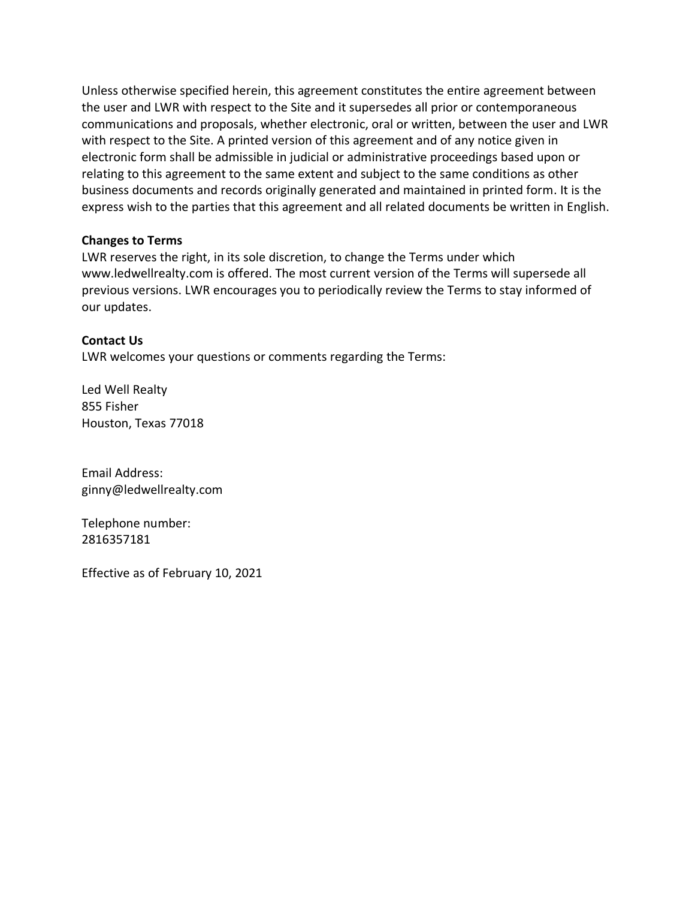Unless otherwise specified herein, this agreement constitutes the entire agreement between the user and LWR with respect to the Site and it supersedes all prior or contemporaneous communications and proposals, whether electronic, oral or written, between the user and LWR with respect to the Site. A printed version of this agreement and of any notice given in electronic form shall be admissible in judicial or administrative proceedings based upon or relating to this agreement to the same extent and subject to the same conditions as other business documents and records originally generated and maintained in printed form. It is the express wish to the parties that this agreement and all related documents be written in English.

**Changes to Terms**

LWR reserves the right, in its sole discretion, to change the Terms under which www.ledwellrealty.com is offered. The most current version of the Terms will supersede all previous versions. LWR encourages you to periodically review the Terms to stay informed of our updates.

**Contact Us**

LWR welcomes your questions or comments regarding the Terms:

Led Well Realty
855 Fisher
Houston, Texas 77018

Email Address:
ginny@ledwellrealty.com

Telephone number:
2816357181

Effective as of February 10, 2021